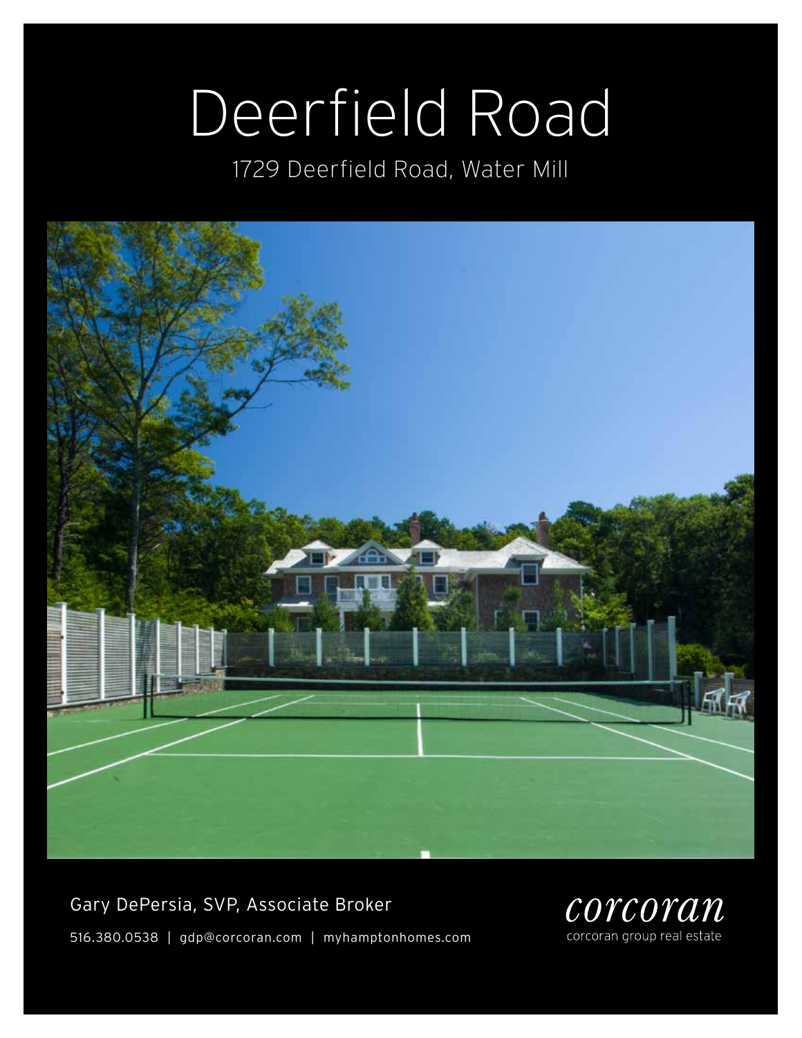# Deerfield Road

1729 Deerfield Road, Water Mill

Gary DePersia, SVP, Associate Broker

516.380.0538 | gdp@corcoran.com | myhamptonhomes.com

*corcoran*

corcoran group real estate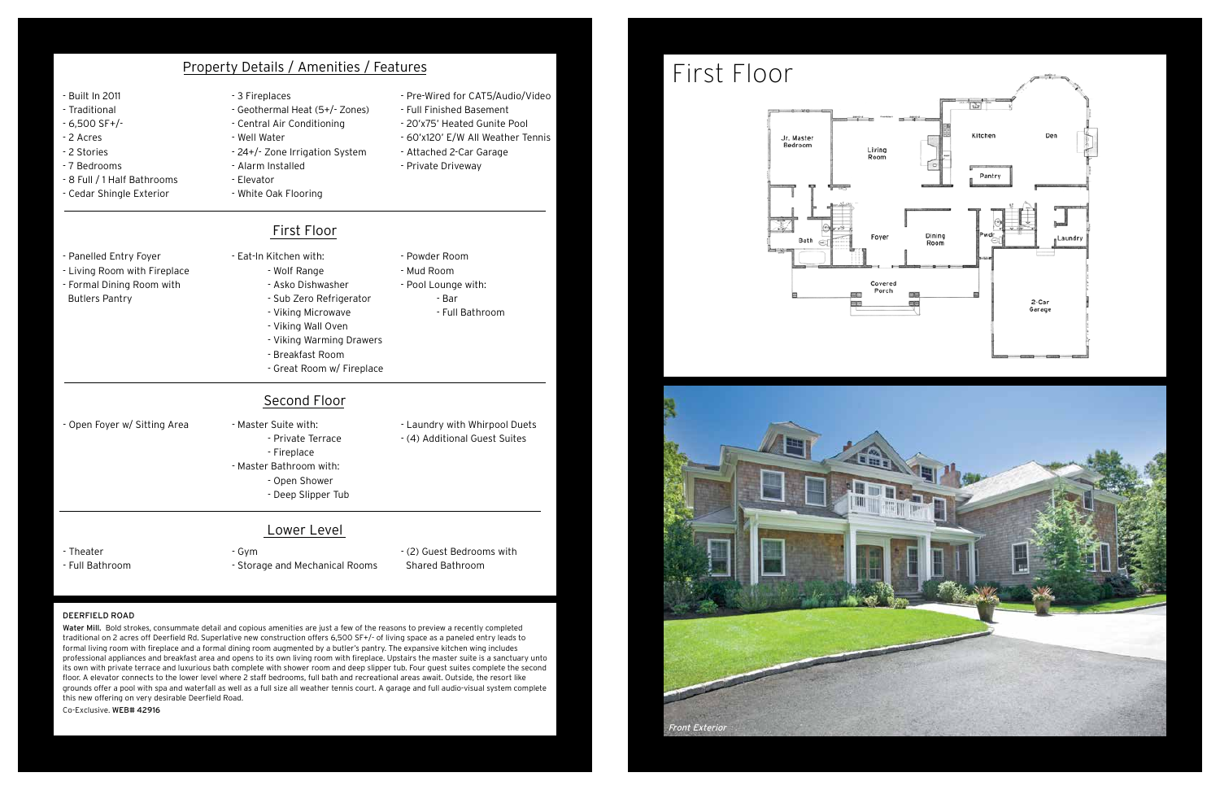## Property Details / Amenities / Features

- Built In 2011
- Traditional
- 6,500 SF+/-
- 2 Acres
- 2 Stories
- 7 Bedrooms
- 8 Full / 1 Half Bathrooms
- Cedar Shingle Exterior
- 3 Fireplaces
- Geothermal Heat (5+/- Zones)
- Central Air Conditioning
- Well Water
- 24+/- Zone Irrigation System
- Alarm Installed
- Elevator
- White Oak Flooring
- Pre-Wired for CAT5/Audio/Video
- Full Finished Basement
- 20'x75' Heated Gunite Pool
- 60'x120' E/W All Weather Tennis
- Attached 2-Car Garage
- Private Driveway

## First Floor

- Panelled Entry Foyer
- Living Room with Fireplace
- Formal Dining Room with Butlers Pantry
- Eat-In Kitchen with:
  - Wolf Range
  - Asko Dishwasher
  - Sub Zero Refrigerator
  - Viking Microwave
  - Viking Wall Oven
  - Viking Warming Drawers
  - Breakfast Room
  - Great Room w/ Fireplace
- Powder Room
- Mud Room
- Pool Lounge with:
  - Bar
  - Full Bathroom

## Second Floor

- Open Foyer w/ Sitting Area
- Master Suite with:
  - Private Terrace
  - Fireplace
- Master Bathroom with:
  - Open Shower
  - Deep Slipper Tub
- Laundry with Whirpool Duets
- (4) Additional Guest Suites

## Lower Level

- Theater
- Full Bathroom
- Gym
- Storage and Mechanical Rooms
- (2) Guest Bedrooms with Shared Bathroom

**DEERFIELD ROAD**

**Water Mill.** Bold strokes, consummate detail and copious amenities are just a few of the reasons to preview a recently completed traditional on 2 acres off Deerfield Rd. Superlative new construction offers 6,500 SF+/- of living space as a paneled entry leads to formal living room with fireplace and a formal dining room augmented by a butler's pantry. The expansive kitchen wing includes professional appliances and breakfast area and opens to its own living room with fireplace. Upstairs the master suite is a sanctuary unto its own with private terrace and luxurious bath complete with shower room and deep slipper tub. Four guest suites complete the second floor. A elevator connects to the lower level where 2 staff bedrooms, full bath and recreational areas await. Outside, the resort like grounds offer a pool with spa and waterfall as well as a full size all weather tennis court. A garage and full audio-visual system complete this new offering on very desirable Deerfield Road.

Co-Exclusive. **WEB# 42916**

# First Floor

Jr. Master Bedroom
Living Room
Kitchen
Den
Pantry
Bath
Foyer
Dining Room
Pwdr
Laundry
Covered Porch
2-Car Garage

*Front Exterior*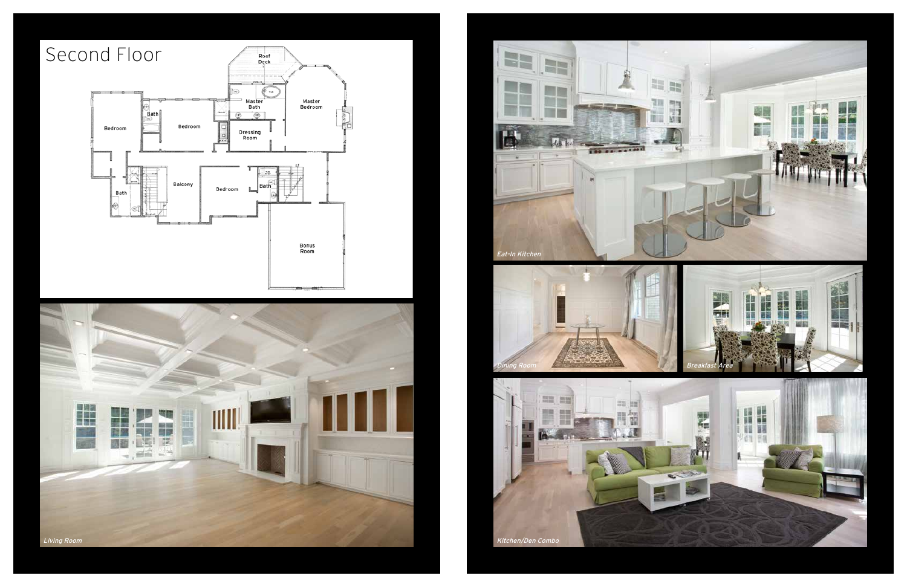# Second Floor

Roof Deck

Master Bath

Master Bedroom

Bath

Bedroom

Bedroom

Dressing Room

Bath

Balcony

Bedroom

Bath

Bonus Room

*Living Room*

*Eat-In Kitchen*

*Dining Room*

*Breakfast Area*

*Kitchen/Den Combo*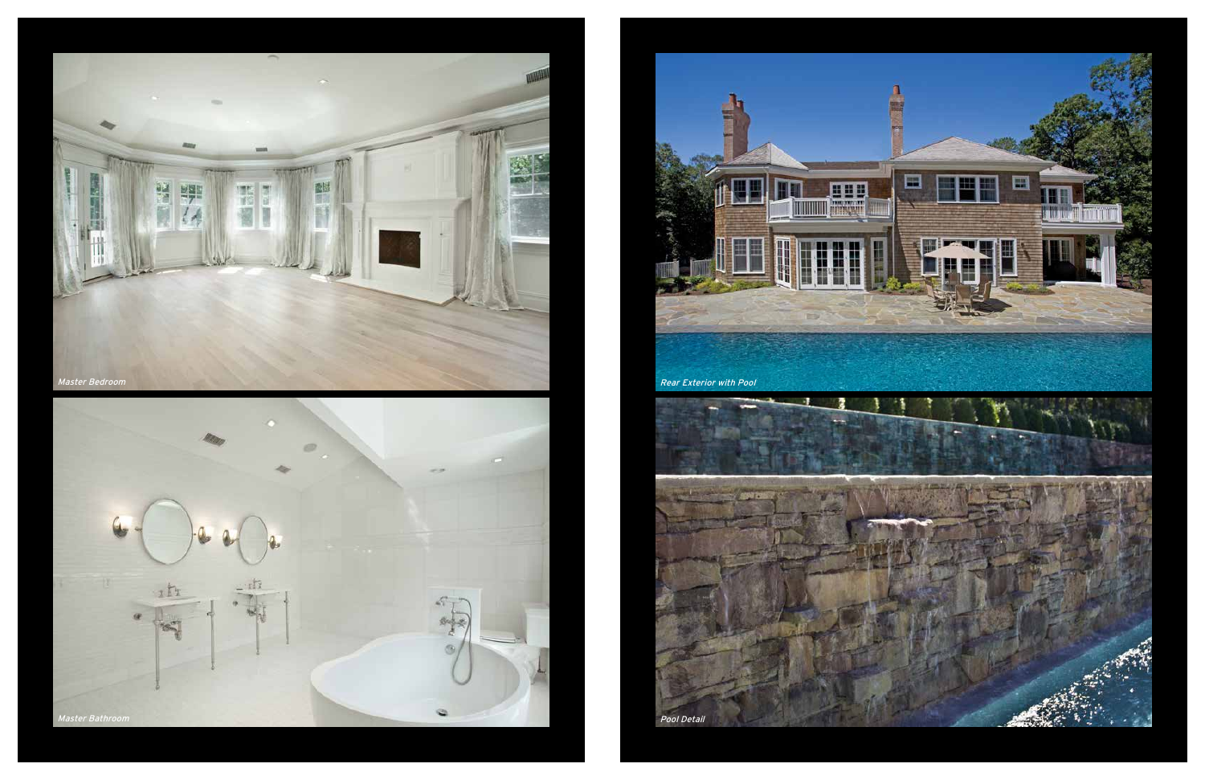*Master Bedroom*

*Master Bathroom*

*Rear Exterior with Pool*

*Pool Detail*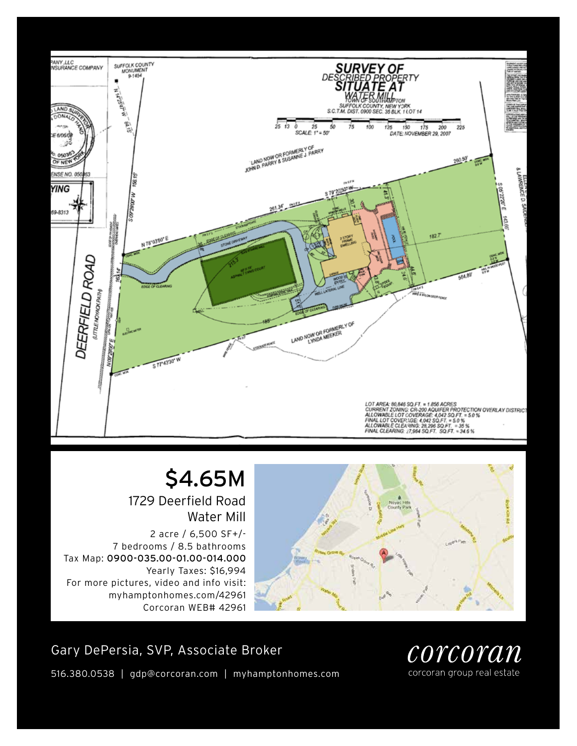# SURVEY OF DESCRIBED PROPERTY SITUATE AT WATER MILL

TOWN OF SOUTHAMPTON
SUFFOLK COUNTY, NEW YORK
S.C.T.M. DIST. 0900 SEC. 35 BLK. 1 LOT 14

SCALE: 1" = 50'
DATE: NOVEMBER 29, 2007

LOT AREA: 80,846 SQ.FT. = 1.856 ACRES
CURRENT ZONING: CR-200 AQUIFER PROTECTION OVERLAY DISTRICT
ALLOWABLE LOT COVERAGE: 4,042 SQ.FT. = 5.0 %
FINAL LOT COVERAGE: 4,042 SQ.FT. = 5.0 %
ALLOWABLE CLEARING: 28,296 SQ.FT. = 35 %
FINAL CLEARING: 27,964 SQ.FT. SQ.FT. = 34.6 %

# $4.65M

1729 Deerfield Road
Water Mill

2 acre / 6,500 SF+/-
7 bedrooms / 8.5 bathrooms
Tax Map: **0900-035.00-01.00-014.000**
Yearly Taxes: $16,994
For more pictures, video and info visit:
myhamptonhomes.com/42961
Corcoran WEB# 42961

Gary DePersia, SVP, Associate Broker

516.380.0538 | gdp@corcoran.com | myhamptonhomes.com

corcoran
corcoran group real estate